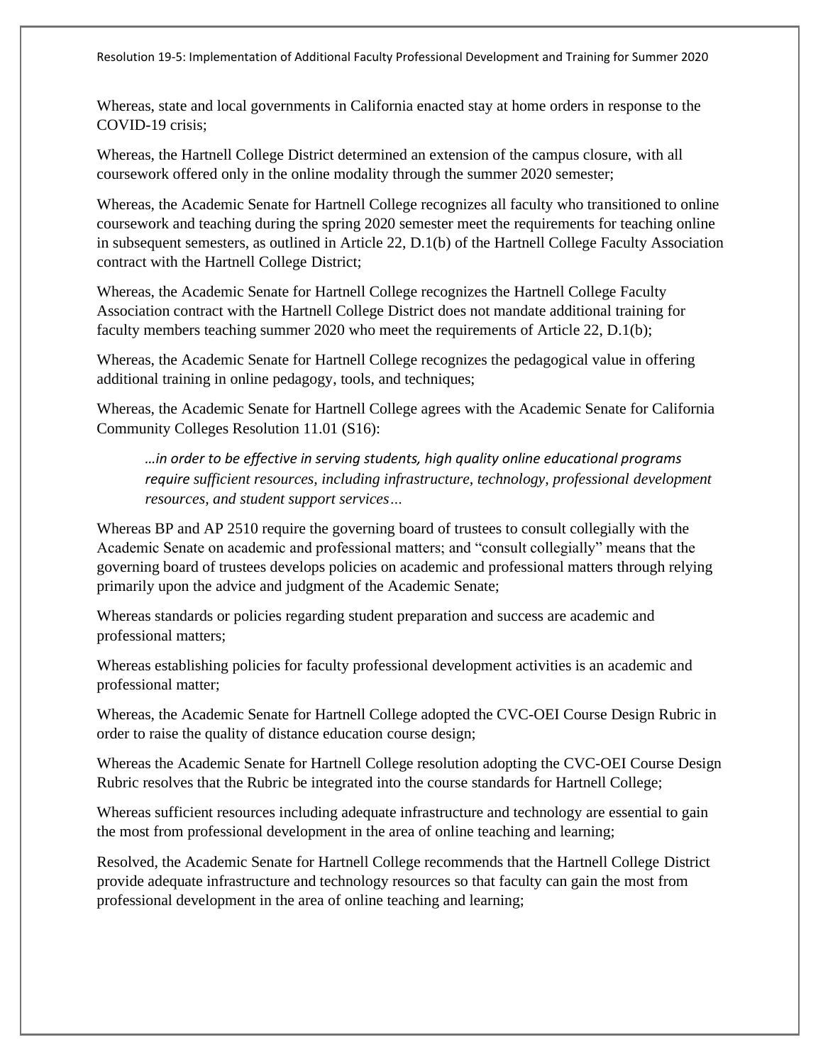# Resolution 19-5: Implementation of Additional Faculty Professional Development and Training for Summer 2020

Whereas, state and local governments in California enacted stay at home orders in response to the COVID-19 crisis;

Whereas, the Hartnell College District determined an extension of the campus closure, with all coursework offered only in the online modality through the summer 2020 semester;

Whereas, the Academic Senate for Hartnell College recognizes all faculty who transitioned to online coursework and teaching during the spring 2020 semester meet the requirements for teaching online in subsequent semesters, as outlined in Article 22, D.1(b) of the Hartnell College Faculty Association contract with the Hartnell College District;

Whereas, the Academic Senate for Hartnell College recognizes the Hartnell College Faculty Association contract with the Hartnell College District does not mandate additional training for faculty members teaching summer 2020 who meet the requirements of Article 22, D.1(b);

Whereas, the Academic Senate for Hartnell College recognizes the pedagogical value in offering additional training in online pedagogy, tools, and techniques;

Whereas, the Academic Senate for Hartnell College agrees with the Academic Senate for California Community Colleges Resolution 11.01 (S16):

> *…in order to be effective in serving students, high quality online educational programs require sufficient resources, including infrastructure, technology, professional development resources, and student support services…*

Whereas BP and AP 2510 require the governing board of trustees to consult collegially with the Academic Senate on academic and professional matters; and "consult collegially" means that the governing board of trustees develops policies on academic and professional matters through relying primarily upon the advice and judgment of the Academic Senate;

Whereas standards or policies regarding student preparation and success are academic and professional matters;

Whereas establishing policies for faculty professional development activities is an academic and professional matter;

Whereas, the Academic Senate for Hartnell College adopted the CVC-OEI Course Design Rubric in order to raise the quality of distance education course design;

Whereas the Academic Senate for Hartnell College resolution adopting the CVC-OEI Course Design Rubric resolves that the Rubric be integrated into the course standards for Hartnell College;

Whereas sufficient resources including adequate infrastructure and technology are essential to gain the most from professional development in the area of online teaching and learning;

Resolved, the Academic Senate for Hartnell College recommends that the Hartnell College District provide adequate infrastructure and technology resources so that faculty can gain the most from professional development in the area of online teaching and learning;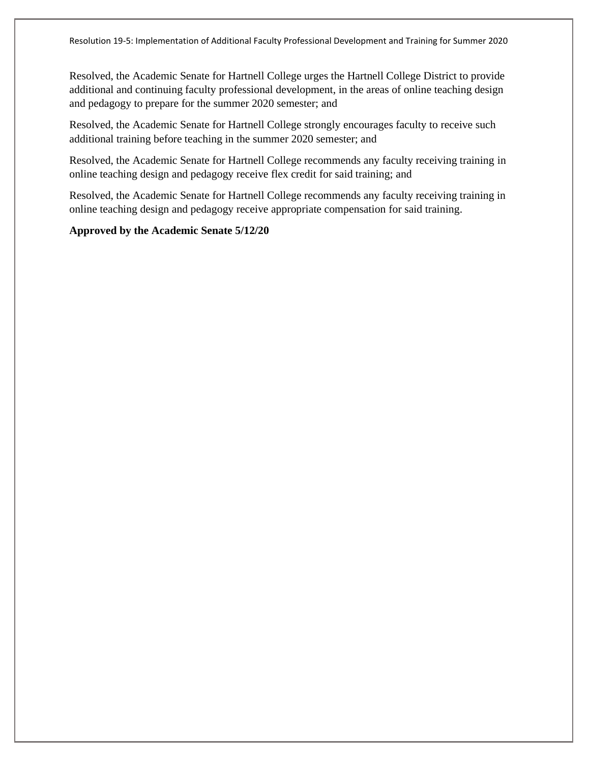Resolved, the Academic Senate for Hartnell College urges the Hartnell College District to provide additional and continuing faculty professional development, in the areas of online teaching design and pedagogy to prepare for the summer 2020 semester; and

Resolved, the Academic Senate for Hartnell College strongly encourages faculty to receive such additional training before teaching in the summer 2020 semester; and

Resolved, the Academic Senate for Hartnell College recommends any faculty receiving training in online teaching design and pedagogy receive flex credit for said training; and

Resolved, the Academic Senate for Hartnell College recommends any faculty receiving training in online teaching design and pedagogy receive appropriate compensation for said training.

**Approved by the Academic Senate 5/12/20**